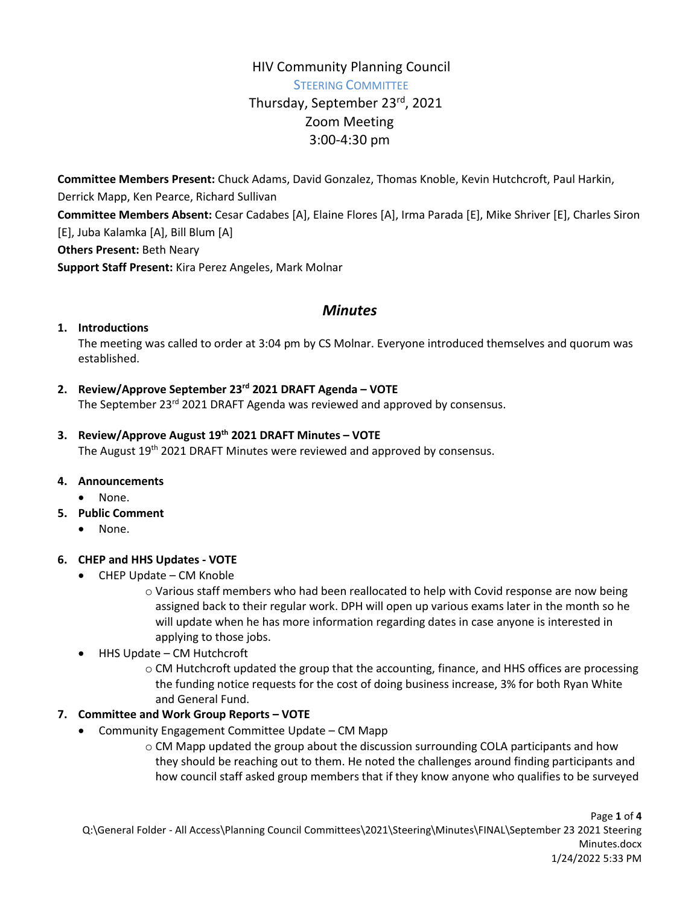# HIV Community Planning Council

## Steering Committee

Thursday, September 23rd, 2021
Zoom Meeting
3:00-4:30 pm

**Committee Members Present:** Chuck Adams, David Gonzalez, Thomas Knoble, Kevin Hutchcroft, Paul Harkin, Derrick Mapp, Ken Pearce, Richard Sullivan

**Committee Members Absent:** Cesar Cadabes [A], Elaine Flores [A], Irma Parada [E], Mike Shriver [E], Charles Siron [E], Juba Kalamka [A], Bill Blum [A]

**Others Present:** Beth Neary

**Support Staff Present:** Kira Perez Angeles, Mark Molnar

## *Minutes*

1. **Introductions**
   The meeting was called to order at 3:04 pm by CS Molnar. Everyone introduced themselves and quorum was established.

2. **Review/Approve September 23rd 2021 DRAFT Agenda – VOTE**
   The September 23rd 2021 DRAFT Agenda was reviewed and approved by consensus.

3. **Review/Approve August 19th 2021 DRAFT Minutes – VOTE**
   The August 19th 2021 DRAFT Minutes were reviewed and approved by consensus.

4. **Announcements**
   - None.

5. **Public Comment**
   - None.

6. **CHEP and HHS Updates - VOTE**
   - CHEP Update – CM Knoble
     - Various staff members who had been reallocated to help with Covid response are now being assigned back to their regular work. DPH will open up various exams later in the month so he will update when he has more information regarding dates in case anyone is interested in applying to those jobs.
   - HHS Update – CM Hutchcroft
     - CM Hutchcroft updated the group that the accounting, finance, and HHS offices are processing the funding notice requests for the cost of doing business increase, 3% for both Ryan White and General Fund.

7. **Committee and Work Group Reports – VOTE**
   - Community Engagement Committee Update – CM Mapp
     - CM Mapp updated the group about the discussion surrounding COLA participants and how they should be reaching out to them. He noted the challenges around finding participants and how council staff asked group members that if they know anyone who qualifies to be surveyed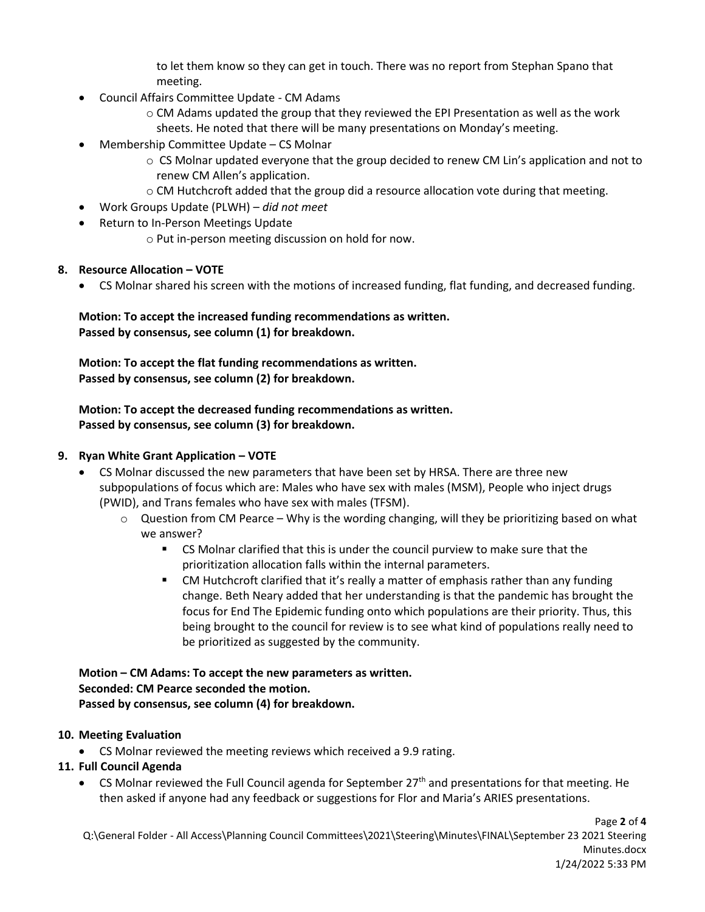to let them know so they can get in touch. There was no report from Stephan Spano that meeting.

- Council Affairs Committee Update - CM Adams
  - CM Adams updated the group that they reviewed the EPI Presentation as well as the work sheets. He noted that there will be many presentations on Monday's meeting.
- Membership Committee Update – CS Molnar
  - CS Molnar updated everyone that the group decided to renew CM Lin's application and not to renew CM Allen's application.
  - CM Hutchcroft added that the group did a resource allocation vote during that meeting.
- Work Groups Update (PLWH) – *did not meet*
- Return to In-Person Meetings Update
  - Put in-person meeting discussion on hold for now.

**8. Resource Allocation – VOTE**

- CS Molnar shared his screen with the motions of increased funding, flat funding, and decreased funding.

**Motion: To accept the increased funding recommendations as written.**
**Passed by consensus, see column (1) for breakdown.**

**Motion: To accept the flat funding recommendations as written.**
**Passed by consensus, see column (2) for breakdown.**

**Motion: To accept the decreased funding recommendations as written.**
**Passed by consensus, see column (3) for breakdown.**

**9. Ryan White Grant Application – VOTE**

- CS Molnar discussed the new parameters that have been set by HRSA. There are three new subpopulations of focus which are: Males who have sex with males (MSM), People who inject drugs (PWID), and Trans females who have sex with males (TFSM).
  - Question from CM Pearce – Why is the wording changing, will they be prioritizing based on what we answer?
    - CS Molnar clarified that this is under the council purview to make sure that the prioritization allocation falls within the internal parameters.
    - CM Hutchcroft clarified that it's really a matter of emphasis rather than any funding change. Beth Neary added that her understanding is that the pandemic has brought the focus for End The Epidemic funding onto which populations are their priority. Thus, this being brought to the council for review is to see what kind of populations really need to be prioritized as suggested by the community.

**Motion – CM Adams: To accept the new parameters as written.**
**Seconded: CM Pearce seconded the motion.**
**Passed by consensus, see column (4) for breakdown.**

**10. Meeting Evaluation**

- CS Molnar reviewed the meeting reviews which received a 9.9 rating.

**11. Full Council Agenda**

- CS Molnar reviewed the Full Council agenda for September 27th and presentations for that meeting. He then asked if anyone had any feedback or suggestions for Flor and Maria's ARIES presentations.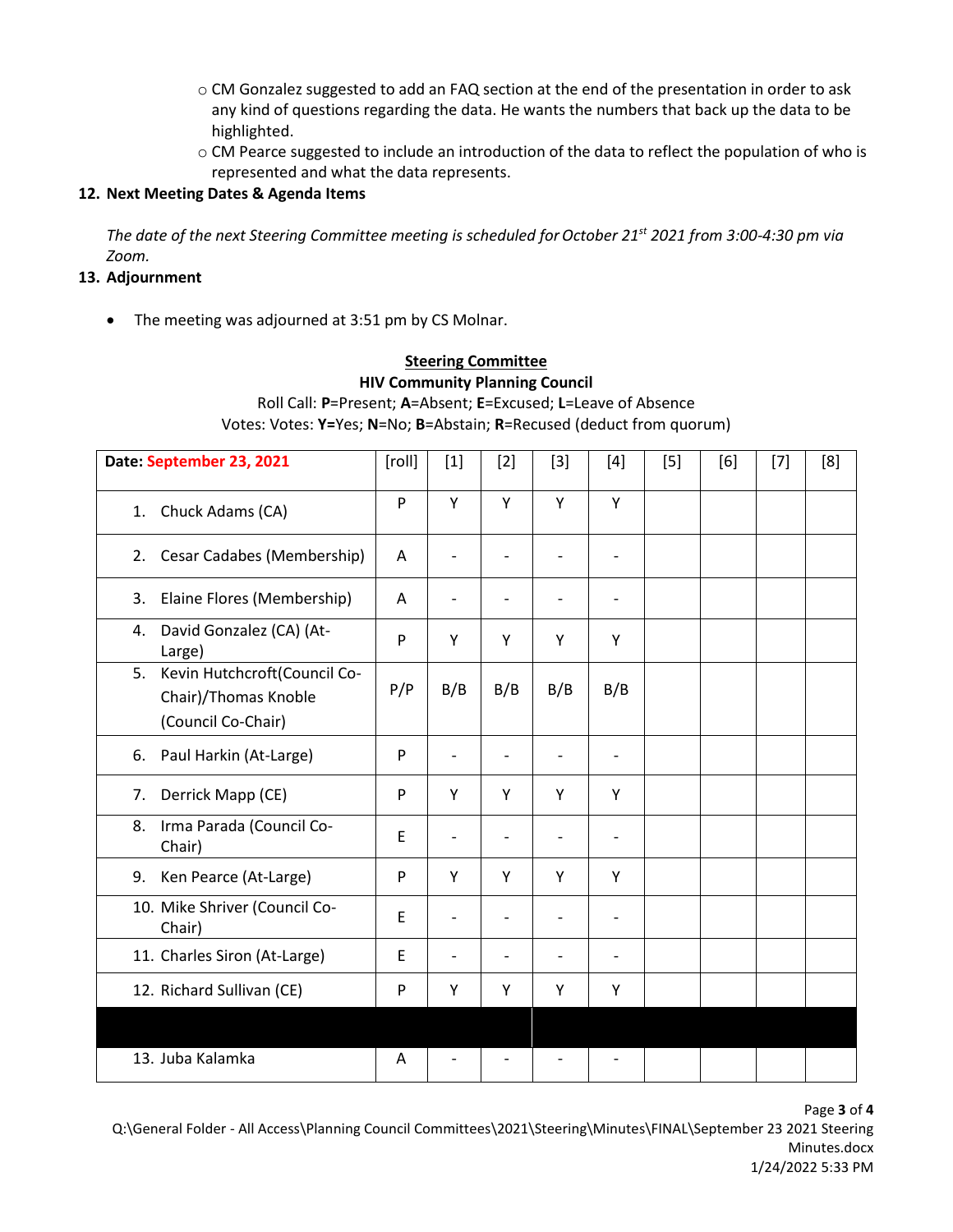- CM Gonzalez suggested to add an FAQ section at the end of the presentation in order to ask any kind of questions regarding the data. He wants the numbers that back up the data to be highlighted.
- CM Pearce suggested to include an introduction of the data to reflect the population of who is represented and what the data represents.

**12. Next Meeting Dates & Agenda Items**

*The date of the next Steering Committee meeting is scheduled for October 21st 2021 from 3:00-4:30 pm via Zoom.*

**13. Adjournment**

- The meeting was adjourned at 3:51 pm by CS Molnar.

**Steering Committee**
**HIV Community Planning Council**
Roll Call: **P**=Present; **A**=Absent; **E**=Excused; **L**=Leave of Absence
Votes: Votes: **Y=**Yes; **N**=No; **B**=Abstain; **R**=Recused (deduct from quorum)

| Date: September 23, 2021 | [roll] | [1] | [2] | [3] | [4] | [5] | [6] | [7] | [8] |
|---|---|---|---|---|---|---|---|---|---|
| 1. Chuck Adams (CA) | P | Y | Y | Y | Y | | | | |
| 2. Cesar Cadabes (Membership) | A | - | - | - | - | | | | |
| 3. Elaine Flores (Membership) | A | - | - | - | - | | | | |
| 4. David Gonzalez (CA) (At-Large) | P | Y | Y | Y | Y | | | | |
| 5. Kevin Hutchcroft(Council Co-Chair)/Thomas Knoble (Council Co-Chair) | P/P | B/B | B/B | B/B | B/B | | | | |
| 6. Paul Harkin (At-Large) | P | - | - | - | - | | | | |
| 7. Derrick Mapp (CE) | P | Y | Y | Y | Y | | | | |
| 8. Irma Parada (Council Co-Chair) | E | - | - | - | - | | | | |
| 9. Ken Pearce (At-Large) | P | Y | Y | Y | Y | | | | |
| 10. Mike Shriver (Council Co-Chair) | E | - | - | - | - | | | | |
| 11. Charles Siron (At-Large) | E | - | - | - | - | | | | |
| 12. Richard Sullivan (CE) | P | Y | Y | Y | Y | | | | |
| | | | | | | | | | |
| 13. Juba Kalamka | A | - | - | - | - | | | | |

Q:\General Folder - All Access\Planning Council Committees\2021\Steering\Minutes\FINAL\September 23 2021 Steering Minutes.docx
1/24/2022 5:33 PM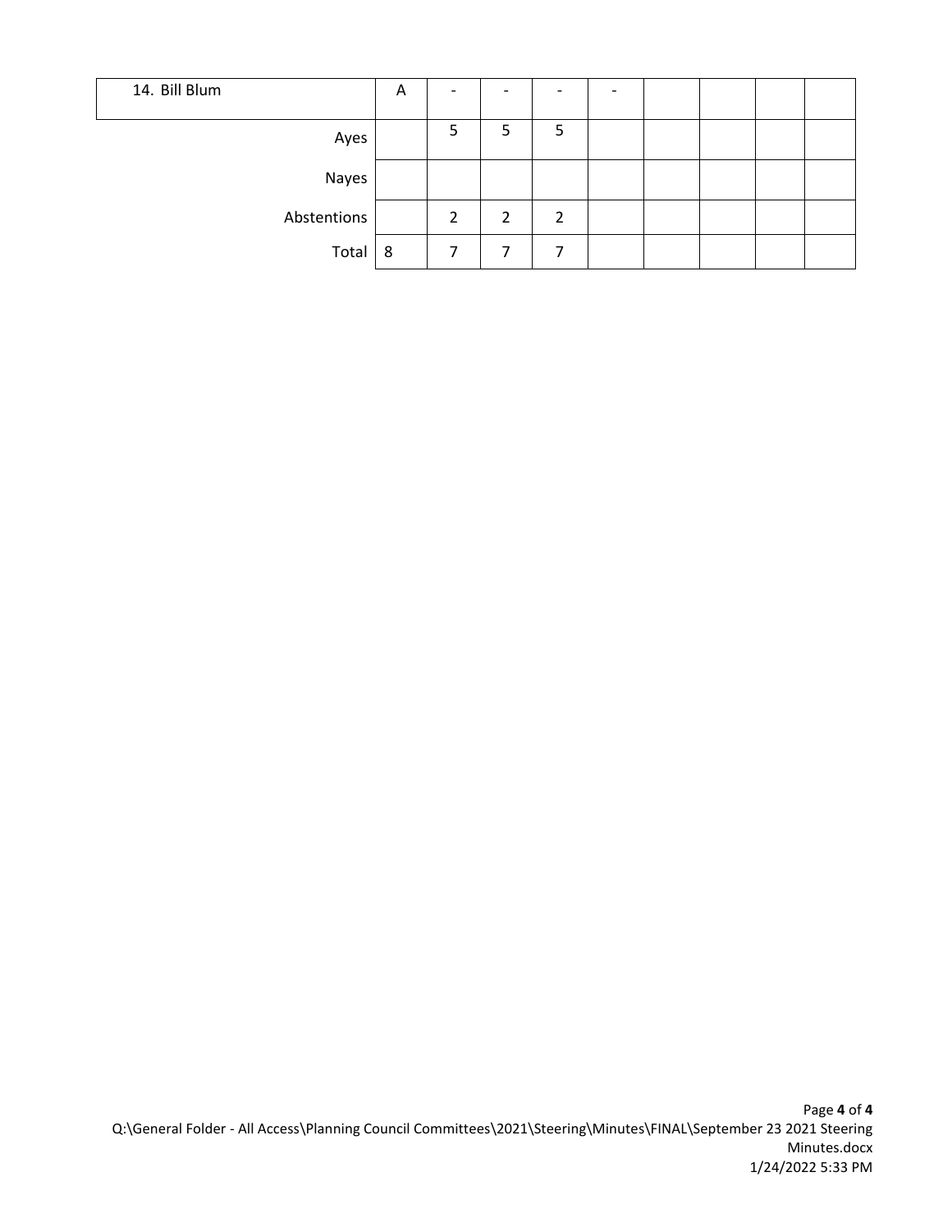| | | | | | | | | | |
|---|---|---|---|---|---|---|---|---|---|
| 14. Bill Blum | A | - | - | - | - | | | | |
| Ayes | | 5 | 5 | 5 | | | | | |
| Nayes | | | | | | | | | |
| Abstentions | | 2 | 2 | 2 | | | | | |
| Total | 8 | 7 | 7 | 7 | | | | | |

Q:\General Folder - All Access\Planning Council Committees\2021\Steering\Minutes\FINAL\September 23 2021 Steering Minutes.docx
1/24/2022 5:33 PM